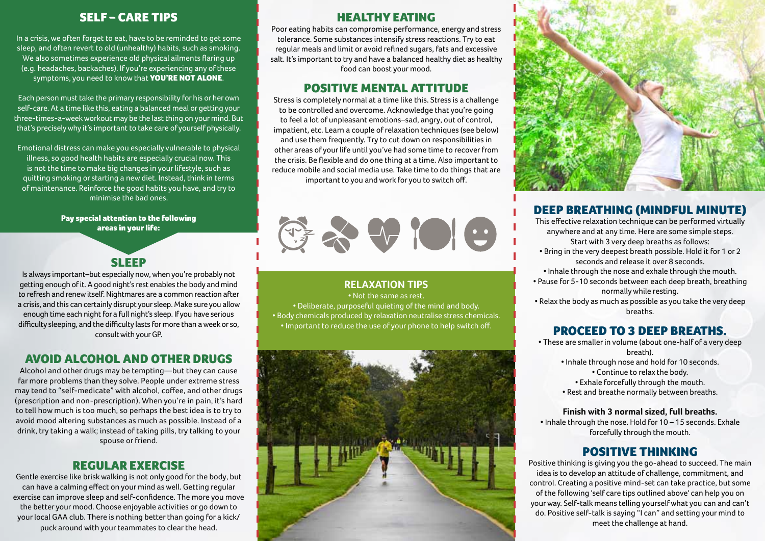## SELF – CARE TIPS

In a crisis, we often forget to eat, have to be reminded to get some sleep, and often revert to old (unhealthy) habits, such as smoking. We also sometimes experience old physical ailments flaring up (e.g. headaches, backaches). If you're experiencing any of these symptoms, you need to know that **YOU'RE NOT ALONE**.

Each person must take the primary responsibility for his or her own self-care. At a time like this, eating a balanced meal or getting your three-times-a-week workout may be the last thing on your mind. But that's precisely why it's important to take care of yourself physically.

Emotional distress can make you especially vulnerable to physical illness, so good health habits are especially crucial now. This is not the time to make big changes in your lifestyle, such as quitting smoking or starting a new diet. Instead, think in terms of maintenance. Reinforce the good habits you have, and try to minimise the bad ones.

**Pay special attention to the following areas in your life:**

## SLEEP

Is always important–but especially now, when you're probably not getting enough of it. A good night's rest enables the body and mind to refresh and renew itself. Nightmares are a common reaction after a crisis, and this can certainly disrupt your sleep. Make sure you allow enough time each night for a full night's sleep. If you have serious difficulty sleeping, and the difficulty lasts for more than a week or so, consult with your GP.

## AVOID ALCOHOL AND OTHER DRUGS

Alcohol and other drugs may be tempting—but they can cause far more problems than they solve. People under extreme stress may tend to "self-medicate" with alcohol, coffee, and other drugs (prescription and non-prescription). When you're in pain, it's hard to tell how much is too much, so perhaps the best idea is to try to avoid mood altering substances as much as possible. Instead of a drink, try taking a walk; instead of taking pills, try talking to your spouse or friend.

## REGULAR EXERCISE

Gentle exercise like brisk walking is not only good for the body, but can have a calming effect on your mind as well. Getting regular exercise can improve sleep and self-confidence. The more you move the better your mood. Choose enjoyable activities or go down to your local GAA club. There is nothing better than going for a kick/ puck around with your teammates to clear the head.

## HEALTHY EATING

Poor eating habits can compromise performance, energy and stress tolerance. Some substances intensify stress reactions. Try to eat regular meals and limit or avoid refined sugars, fats and excessive salt. It's important to try and have a balanced healthy diet as healthy food can boost your mood.

## POSITIVE MENTAL ATTITUDE

Stress is completely normal at a time like this. Stress is a challenge to be controlled and overcome. Acknowledge that you're going to feel a lot of unpleasant emotions–sad, angry, out of control, impatient, etc. Learn a couple of relaxation techniques (see below) and use them frequently. Try to cut down on responsibilities in other areas of your life until you've had some time to recover from the crisis. Be flexible and do one thing at a time. Also important to reduce mobile and social media use. Take time to do things that are important to you and work for you to switch off.

### RELAXATION TIPS

- Not the same as rest.
- Deliberate, purposeful quieting of the mind and body.
- Body chemicals produced by relaxation neutralise stress chemicals.
- Important to reduce the use of your phone to help switch off.

## DEEP BREATHING (MINDFUL MINUTE)

This effective relaxation technique can be performed virtually anywhere and at any time. Here are some simple steps.

Start with 3 very deep breaths as follows:

- Bring in the very deepest breath possible. Hold it for 1 or 2 seconds and release it over 8 seconds.
- Inhale through the nose and exhale through the mouth.
- Pause for 5-10 seconds between each deep breath, breathing normally while resting.
- Relax the body as much as possible as you take the very deep breaths.

## PROCEED TO 3 DEEP BREATHS.

- These are smaller in volume (about one-half of a very deep breath).
- Inhale through nose and hold for 10 seconds.
- Continue to relax the body.
- Exhale forcefully through the mouth.
- Rest and breathe normally between breaths.

**Finish with 3 normal sized, full breaths.**

- Inhale through the nose. Hold for 10 – 15 seconds. Exhale forcefully through the mouth.

## POSITIVE THINKING

Positive thinking is giving you the go-ahead to succeed. The main idea is to develop an attitude of challenge, commitment, and control. Creating a positive mind-set can take practice, but some of the following 'self care tips outlined above' can help you on your way. Self-talk means telling yourself what you can and can't do. Positive self-talk is saying "I can" and setting your mind to meet the challenge at hand.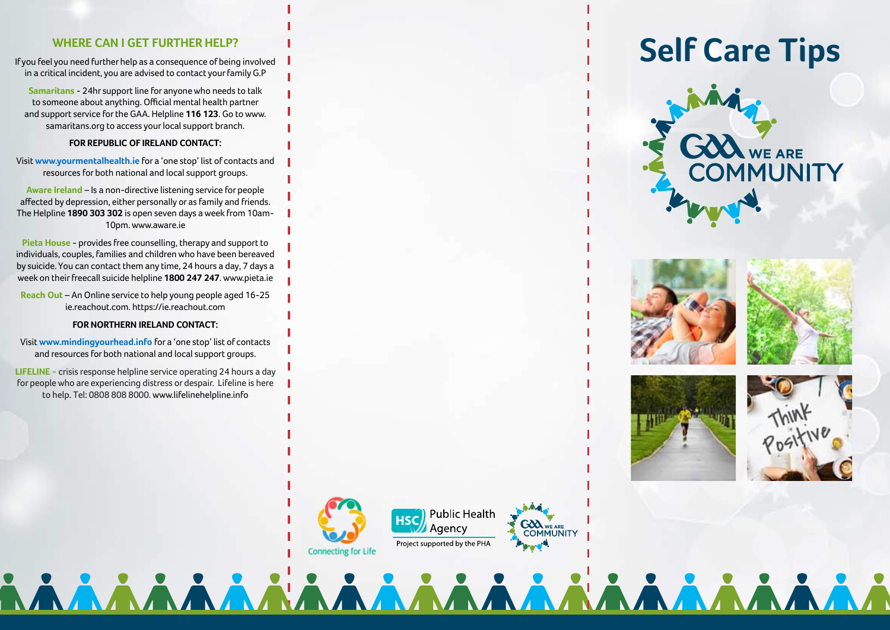## WHERE CAN I GET FURTHER HELP?

If you feel you need further help as a consequence of being involved in a critical incident, you are advised to contact your family G.P

**Samaritans** - 24hr support line for anyone who needs to talk to someone about anything. Official mental health partner and support service for the GAA. Helpline **116 123**. Go to www.samaritans.org to access your local support branch.

**FOR REPUBLIC OF IRELAND CONTACT:**

Visit **www.yourmentalhealth.ie** for a 'one stop' list of contacts and resources for both national and local support groups.

**Aware Ireland** – Is a non-directive listening service for people affected by depression, either personally or as family and friends. The Helpline **1890 303 302** is open seven days a week from 10am-10pm. www.aware.ie

**Pieta House** - provides free counselling, therapy and support to individuals, couples, families and children who have been bereaved by suicide. You can contact them any time, 24 hours a day, 7 days a week on their freecall suicide helpline **1800 247 247**. www.pieta.ie

**Reach Out** – An Online service to help young people aged 16-25 ie.reachout.com. https://ie.reachout.com

**FOR NORTHERN IRELAND CONTACT:**

Visit **www.mindingyourhead.info** for a 'one stop' list of contacts and resources for both national and local support groups.

**LIFELINE** - crisis response helpline service operating 24 hours a day for people who are experiencing distress or despair. Lifeline is here to help. Tel: 0808 808 8000. www.lifelinehelpline.info

Connecting for Life

HSC Public Health Agency

Project supported by the PHA

GAA WE ARE COMMUNITY

# Self Care Tips

GAA WE ARE COMMUNITY